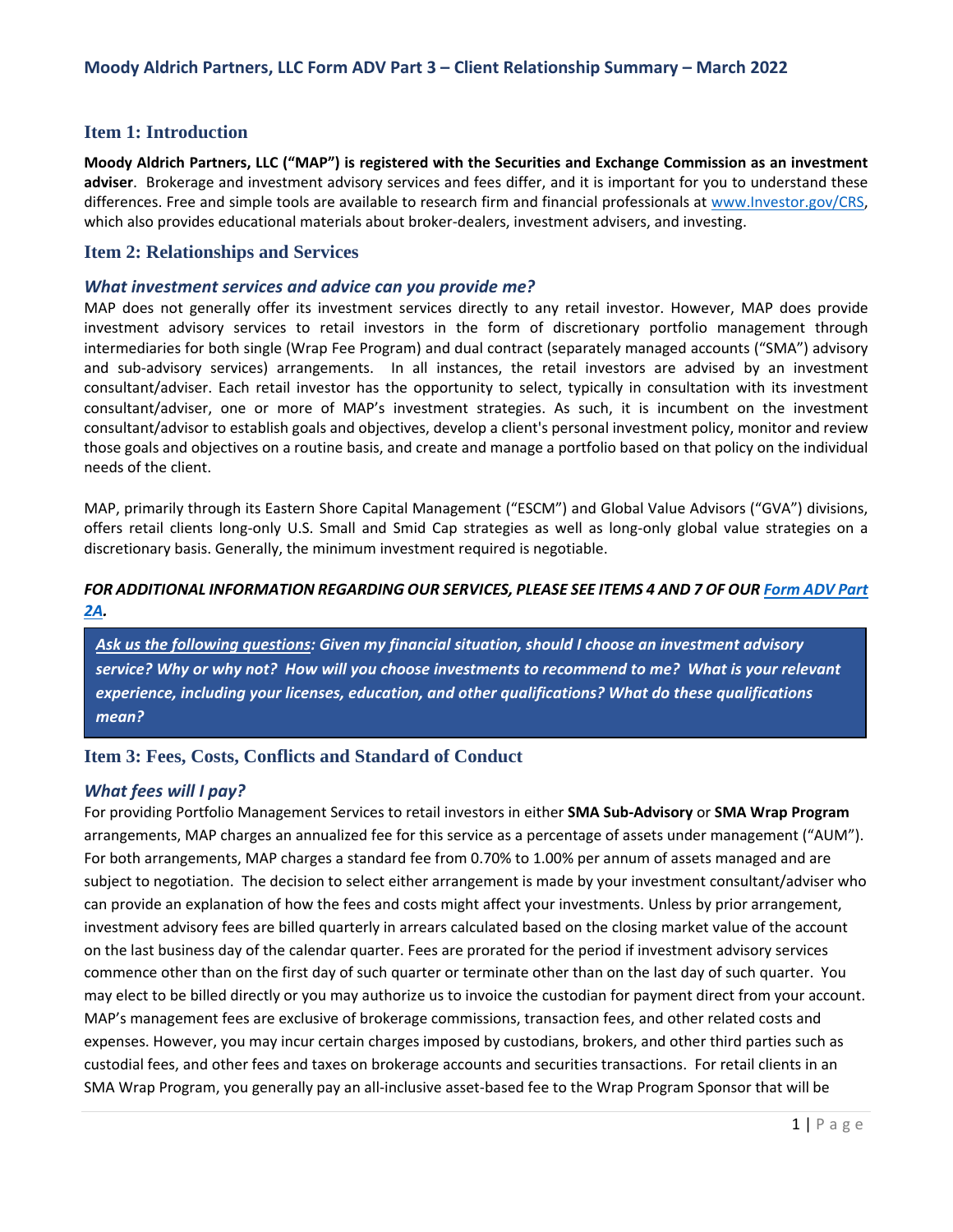# Moody Aldrich Partners, LLC Form ADV Part 3 – Client Relationship Summary – March 2022

## Item 1: Introduction

**Moody Aldrich Partners, LLC ("MAP") is registered with the Securities and Exchange Commission as an investment adviser**. Brokerage and investment advisory services and fees differ, and it is important for you to understand these differences. Free and simple tools are available to research firm and financial professionals at [www.Investor.gov/CRS](www.Investor.gov/CRS), which also provides educational materials about broker-dealers, investment advisers, and investing.

## Item 2: Relationships and Services

### *What investment services and advice can you provide me?*

MAP does not generally offer its investment services directly to any retail investor. However, MAP does provide investment advisory services to retail investors in the form of discretionary portfolio management through intermediaries for both single (Wrap Fee Program) and dual contract (separately managed accounts ("SMA") advisory and sub-advisory services) arrangements. In all instances, the retail investors are advised by an investment consultant/adviser. Each retail investor has the opportunity to select, typically in consultation with its investment consultant/adviser, one or more of MAP's investment strategies. As such, it is incumbent on the investment consultant/advisor to establish goals and objectives, develop a client's personal investment policy, monitor and review those goals and objectives on a routine basis, and create and manage a portfolio based on that policy on the individual needs of the client.

MAP, primarily through its Eastern Shore Capital Management ("ESCM") and Global Value Advisors ("GVA") divisions, offers retail clients long-only U.S. Small and Smid Cap strategies as well as long-only global value strategies on a discretionary basis. Generally, the minimum investment required is negotiable.

***FOR ADDITIONAL INFORMATION REGARDING OUR SERVICES, PLEASE SEE ITEMS 4 AND 7 OF OUR [Form ADV Part 2A](Form ADV Part 2A).***

> ***Ask us the following questions: Given my financial situation, should I choose an investment advisory service? Why or why not? How will you choose investments to recommend to me? What is your relevant experience, including your licenses, education, and other qualifications? What do these qualifications mean?***

## Item 3: Fees, Costs, Conflicts and Standard of Conduct

### *What fees will I pay?*

For providing Portfolio Management Services to retail investors in either **SMA Sub-Advisory** or **SMA Wrap Program** arrangements, MAP charges an annualized fee for this service as a percentage of assets under management ("AUM"). For both arrangements, MAP charges a standard fee from 0.70% to 1.00% per annum of assets managed and are subject to negotiation. The decision to select either arrangement is made by your investment consultant/adviser who can provide an explanation of how the fees and costs might affect your investments. Unless by prior arrangement, investment advisory fees are billed quarterly in arrears calculated based on the closing market value of the account on the last business day of the calendar quarter. Fees are prorated for the period if investment advisory services commence other than on the first day of such quarter or terminate other than on the last day of such quarter. You may elect to be billed directly or you may authorize us to invoice the custodian for payment direct from your account. MAP's management fees are exclusive of brokerage commissions, transaction fees, and other related costs and expenses. However, you may incur certain charges imposed by custodians, brokers, and other third parties such as custodial fees, and other fees and taxes on brokerage accounts and securities transactions. For retail clients in an SMA Wrap Program, you generally pay an all-inclusive asset-based fee to the Wrap Program Sponsor that will be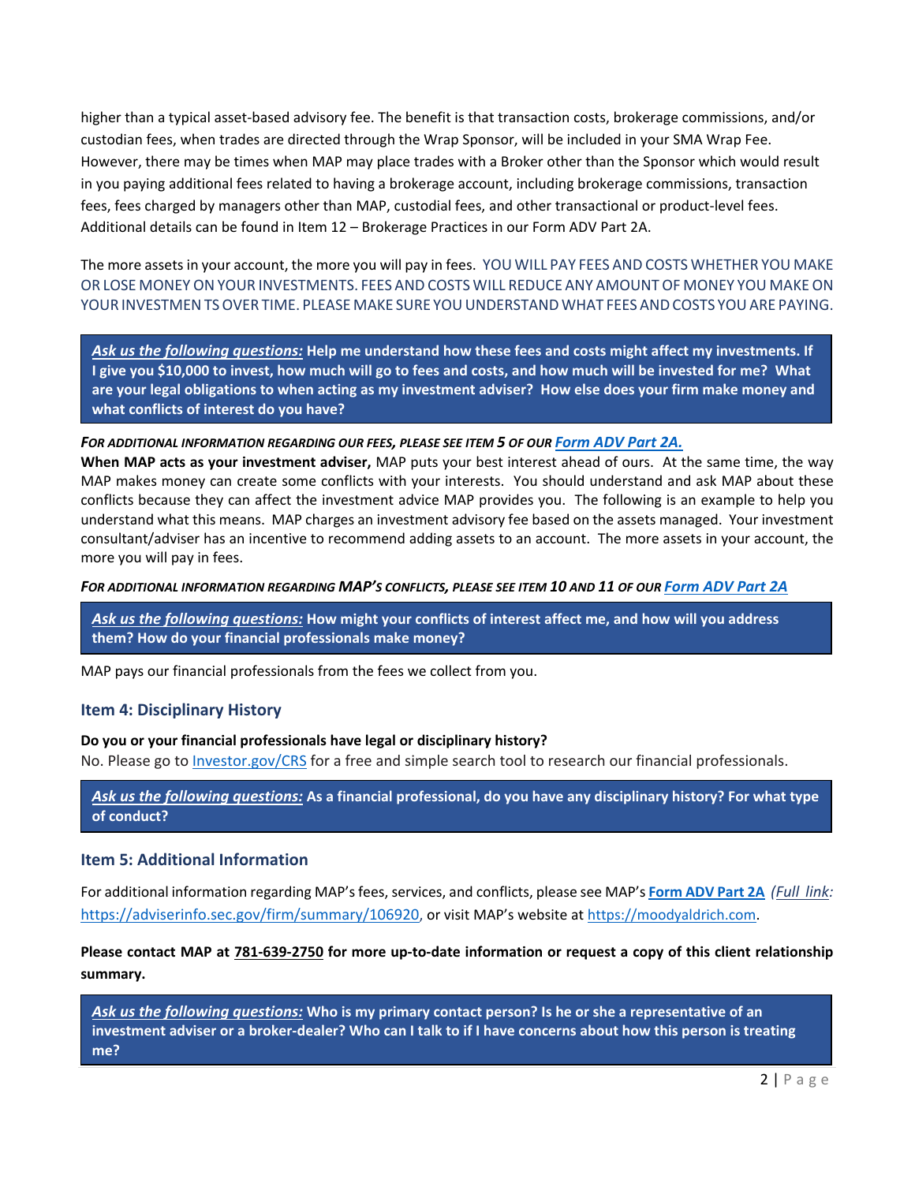higher than a typical asset-based advisory fee. The benefit is that transaction costs, brokerage commissions, and/or custodian fees, when trades are directed through the Wrap Sponsor, will be included in your SMA Wrap Fee. However, there may be times when MAP may place trades with a Broker other than the Sponsor which would result in you paying additional fees related to having a brokerage account, including brokerage commissions, transaction fees, fees charged by managers other than MAP, custodial fees, and other transactional or product-level fees. Additional details can be found in Item 12 – Brokerage Practices in our Form ADV Part 2A.

The more assets in your account, the more you will pay in fees. YOU WILL PAY FEES AND COSTS WHETHER YOU MAKE OR LOSE MONEY ON YOUR INVESTMENTS. FEES AND COSTS WILL REDUCE ANY AMOUNT OF MONEY YOU MAKE ON YOUR INVESTMEN TS OVER TIME. PLEASE MAKE SURE YOU UNDERSTAND WHAT FEES AND COSTS YOU ARE PAYING.

> ***Ask us the following questions:*** **Help me understand how these fees and costs might affect my investments. If I give you $10,000 to invest, how much will go to fees and costs, and how much will be invested for me? What are your legal obligations to when acting as my investment adviser? How else does your firm make money and what conflicts of interest do you have?**

***FOR ADDITIONAL INFORMATION REGARDING OUR FEES, PLEASE SEE ITEM 5 OF OUR [Form ADV Part 2A.](https://adviserinfo.sec.gov/firm/summary/106920)***

**When MAP acts as your investment adviser,** MAP puts your best interest ahead of ours. At the same time, the way MAP makes money can create some conflicts with your interests. You should understand and ask MAP about these conflicts because they can affect the investment advice MAP provides you. The following is an example to help you understand what this means. MAP charges an investment advisory fee based on the assets managed. Your investment consultant/adviser has an incentive to recommend adding assets to an account. The more assets in your account, the more you will pay in fees.

***FOR ADDITIONAL INFORMATION REGARDING MAP'S CONFLICTS, PLEASE SEE ITEM 10 AND 11 OF OUR [Form ADV Part 2A](https://adviserinfo.sec.gov/firm/summary/106920)***

> ***Ask us the following questions:*** **How might your conflicts of interest affect me, and how will you address them? How do your financial professionals make money?**

MAP pays our financial professionals from the fees we collect from you.

## Item 4: Disciplinary History

**Do you or your financial professionals have legal or disciplinary history?**
No. Please go to [Investor.gov/CRS](https://www.investor.gov/CRS) for a free and simple search tool to research our financial professionals.

> ***Ask us the following questions:*** **As a financial professional, do you have any disciplinary history? For what type of conduct?**

## Item 5: Additional Information

For additional information regarding MAP's fees, services, and conflicts, please see MAP's **[Form ADV Part 2A](https://adviserinfo.sec.gov/firm/summary/106920)** *(Full link:* https://adviserinfo.sec.gov/firm/summary/106920, or visit MAP's website at https://moodyaldrich.com.

**Please contact MAP at 781-639-2750 for more up-to-date information or request a copy of this client relationship summary.**

> ***Ask us the following questions:*** **Who is my primary contact person? Is he or she a representative of an investment adviser or a broker-dealer? Who can I talk to if I have concerns about how this person is treating me?**